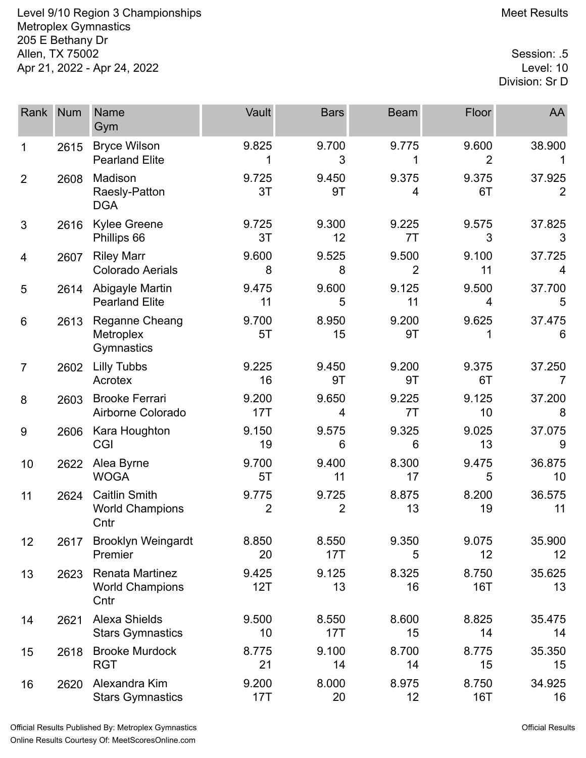Level 9/10 Region 3 Championships
Metroplex Gymnastics
205 E Bethany Dr
Allen, TX 75002
Apr 21, 2022 - Apr 24, 2022

Meet Results

Session: .5
Level: 10
Division: Sr D

| Rank | Num | Name / Gym | Vault | Bars | Beam | Floor | AA |
|---|---|---|---|---|---|---|---|
| 1 | 2615 | Bryce Wilson<br>Pearland Elite | 9.825<br>1 | 9.700<br>3 | 9.775<br>1 | 9.600<br>2 | 38.900<br>1 |
| 2 | 2608 | Madison Raesly-Patton<br>DGA | 9.725<br>3T | 9.450<br>9T | 9.375<br>4 | 9.375<br>6T | 37.925<br>2 |
| 3 | 2616 | Kylee Greene<br>Phillips 66 | 9.725<br>3T | 9.300<br>12 | 9.225<br>7T | 9.575<br>3 | 37.825<br>3 |
| 4 | 2607 | Riley Marr<br>Colorado Aerials | 9.600<br>8 | 9.525<br>8 | 9.500<br>2 | 9.100<br>11 | 37.725<br>4 |
| 5 | 2614 | Abigayle Martin<br>Pearland Elite | 9.475<br>11 | 9.600<br>5 | 9.125<br>11 | 9.500<br>4 | 37.700<br>5 |
| 6 | 2613 | Reganne Cheang<br>Metroplex Gymnastics | 9.700<br>5T | 8.950<br>15 | 9.200<br>9T | 9.625<br>1 | 37.475<br>6 |
| 7 | 2602 | Lilly Tubbs<br>Acrotex | 9.225<br>16 | 9.450<br>9T | 9.200<br>9T | 9.375<br>6T | 37.250<br>7 |
| 8 | 2603 | Brooke Ferrari<br>Airborne Colorado | 9.200<br>17T | 9.650<br>4 | 9.225<br>7T | 9.125<br>10 | 37.200<br>8 |
| 9 | 2606 | Kara Houghton<br>CGI | 9.150<br>19 | 9.575<br>6 | 9.325<br>6 | 9.025<br>13 | 37.075<br>9 |
| 10 | 2622 | Alea Byrne<br>WOGA | 9.700<br>5T | 9.400<br>11 | 8.300<br>17 | 9.475<br>5 | 36.875<br>10 |
| 11 | 2624 | Caitlin Smith<br>World Champions Cntr | 9.775<br>2 | 9.725<br>2 | 8.875<br>13 | 8.200<br>19 | 36.575<br>11 |
| 12 | 2617 | Brooklyn Weingardt<br>Premier | 8.850<br>20 | 8.550<br>17T | 9.350<br>5 | 9.075<br>12 | 35.900<br>12 |
| 13 | 2623 | Renata Martinez<br>World Champions Cntr | 9.425<br>12T | 9.125<br>13 | 8.325<br>16 | 8.750<br>16T | 35.625<br>13 |
| 14 | 2621 | Alexa Shields<br>Stars Gymnastics | 9.500<br>10 | 8.550<br>17T | 8.600<br>15 | 8.825<br>14 | 35.475<br>14 |
| 15 | 2618 | Brooke Murdock<br>RGT | 8.775<br>21 | 9.100<br>14 | 8.700<br>14 | 8.775<br>15 | 35.350<br>15 |
| 16 | 2620 | Alexandra Kim<br>Stars Gymnastics | 9.200<br>17T | 8.000<br>20 | 8.975<br>12 | 8.750<br>16T | 34.925<br>16 |

Official Results Published By: Metroplex Gymnastics
Online Results Courtesy Of: MeetScoresOnline.com

Official Results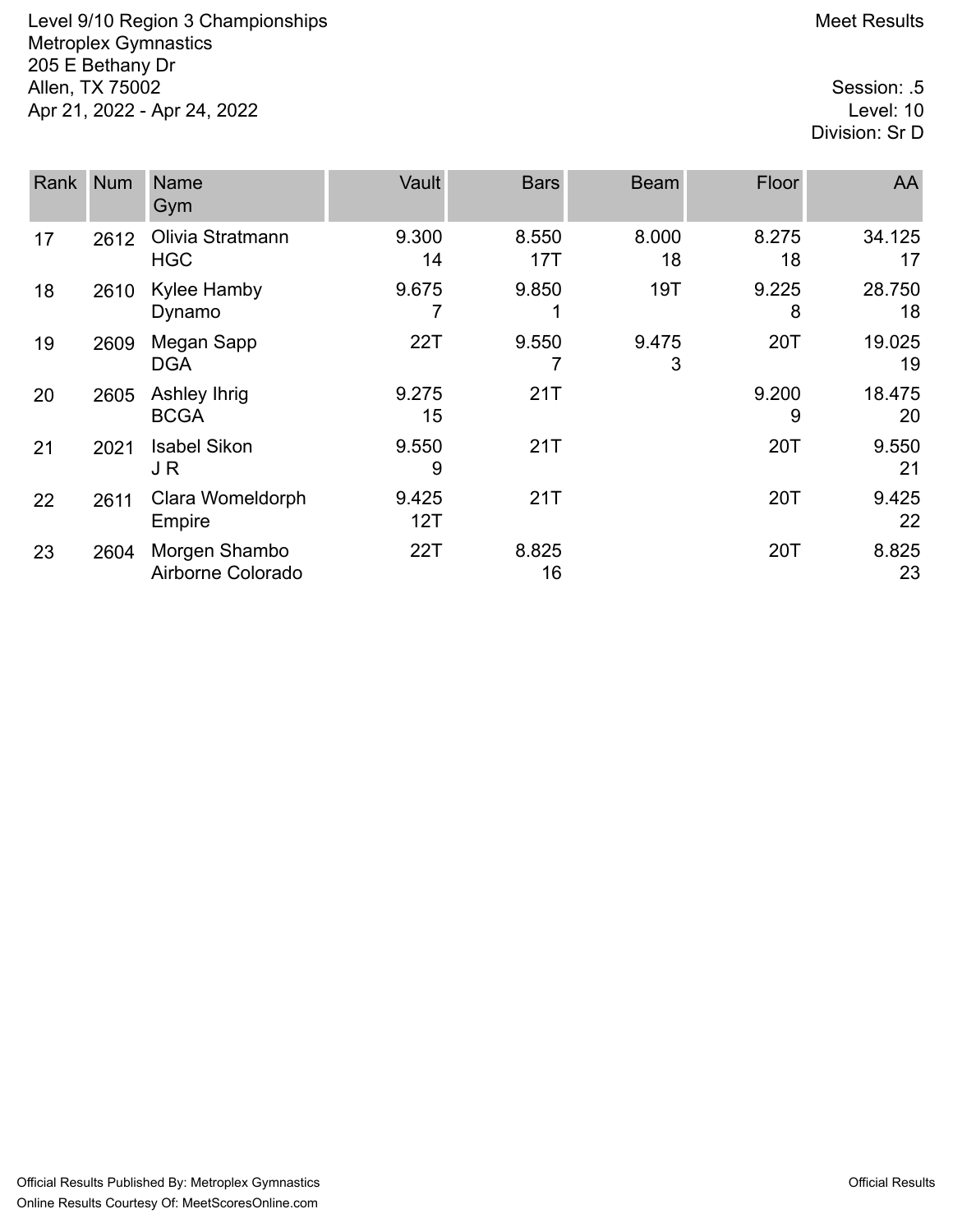Level 9/10 Region 3 Championships
Metroplex Gymnastics
205 E Bethany Dr
Allen, TX 75002
Apr 21, 2022 - Apr 24, 2022

Meet Results

Session: .5
Level: 10
Division: Sr D

| Rank | Num | Name<br>Gym | Vault | Bars | Beam | Floor | AA |
|---|---|---|---|---|---|---|---|
| 17 | 2612 | Olivia Stratmann<br>HGC | 9.300<br>14 | 8.550<br>17T | 8.000<br>18 | 8.275<br>18 | 34.125<br>17 |
| 18 | 2610 | Kylee Hamby<br>Dynamo | 9.675<br>7 | 9.850<br>1 | 19T | 9.225<br>8 | 28.750<br>18 |
| 19 | 2609 | Megan Sapp<br>DGA | 22T | 9.550<br>7 | 9.475<br>3 | 20T | 19.025<br>19 |
| 20 | 2605 | Ashley Ihrig<br>BCGA | 9.275<br>15 | 21T | | 9.200<br>9 | 18.475<br>20 |
| 21 | 2021 | Isabel Sikon<br>J R | 9.550<br>9 | 21T | | 20T | 9.550<br>21 |
| 22 | 2611 | Clara Womeldorph<br>Empire | 9.425<br>12T | 21T | | 20T | 9.425<br>22 |
| 23 | 2604 | Morgen Shambo<br>Airborne Colorado | 22T | 8.825<br>16 | | 20T | 8.825<br>23 |

Official Results Published By: Metroplex Gymnastics
Online Results Courtesy Of: MeetScoresOnline.com

Official Results